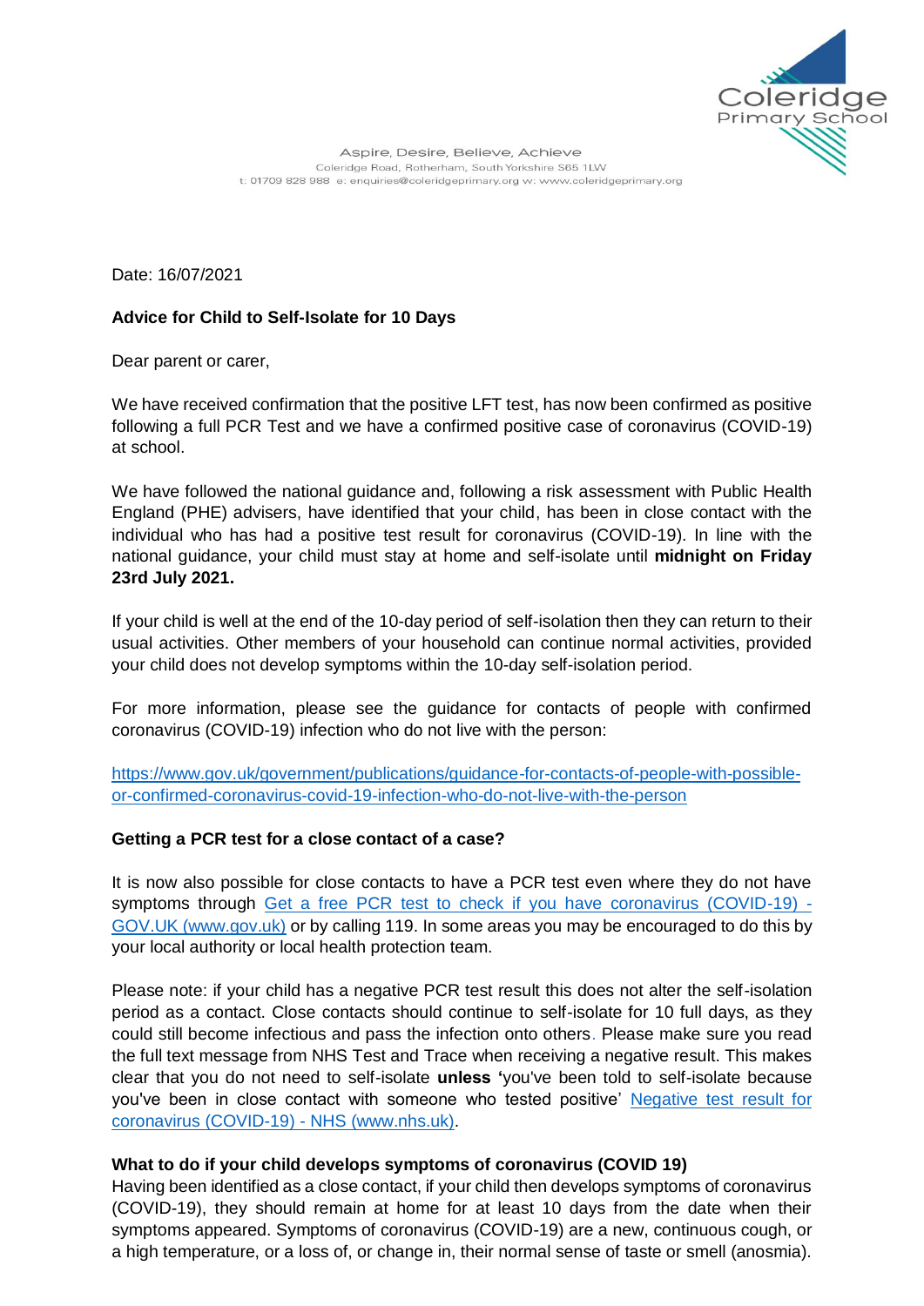Coleridge Primary School

Aspire, Desire, Believe, Achieve
Coleridge Road, Rotherham, South Yorkshire S65 1LW
t: 01709 828 988 e: enquiries@coleridgeprimary.org w: www.coleridgeprimary.org

Date: 16/07/2021

**Advice for Child to Self-Isolate for 10 Days**

Dear parent or carer,

We have received confirmation that the positive LFT test, has now been confirmed as positive following a full PCR Test and we have a confirmed positive case of coronavirus (COVID-19) at school.

We have followed the national guidance and, following a risk assessment with Public Health England (PHE) advisers, have identified that your child, has been in close contact with the individual who has had a positive test result for coronavirus (COVID-19). In line with the national guidance, your child must stay at home and self-isolate until **midnight on Friday 23rd July 2021.**

If your child is well at the end of the 10-day period of self-isolation then they can return to their usual activities. Other members of your household can continue normal activities, provided your child does not develop symptoms within the 10-day self-isolation period.

For more information, please see the guidance for contacts of people with confirmed coronavirus (COVID-19) infection who do not live with the person:

[https://www.gov.uk/government/publications/guidance-for-contacts-of-people-with-possible-or-confirmed-coronavirus-covid-19-infection-who-do-not-live-with-the-person](https://www.gov.uk/government/publications/guidance-for-contacts-of-people-with-possible-or-confirmed-coronavirus-covid-19-infection-who-do-not-live-with-the-person)

**Getting a PCR test for a close contact of a case?**

It is now also possible for close contacts to have a PCR test even where they do not have symptoms through Get a free PCR test to check if you have coronavirus (COVID-19) - GOV.UK (www.gov.uk) or by calling 119. In some areas you may be encouraged to do this by your local authority or local health protection team.

Please note: if your child has a negative PCR test result this does not alter the self-isolation period as a contact. Close contacts should continue to self-isolate for 10 full days, as they could still become infectious and pass the infection onto others. Please make sure you read the full text message from NHS Test and Trace when receiving a negative result. This makes clear that you do not need to self-isolate **unless '**you've been told to self-isolate because you've been in close contact with someone who tested positive' Negative test result for coronavirus (COVID-19) - NHS (www.nhs.uk).

**What to do if your child develops symptoms of coronavirus (COVID 19)**

Having been identified as a close contact, if your child then develops symptoms of coronavirus (COVID-19), they should remain at home for at least 10 days from the date when their symptoms appeared. Symptoms of coronavirus (COVID-19) are a new, continuous cough, or a high temperature, or a loss of, or change in, their normal sense of taste or smell (anosmia).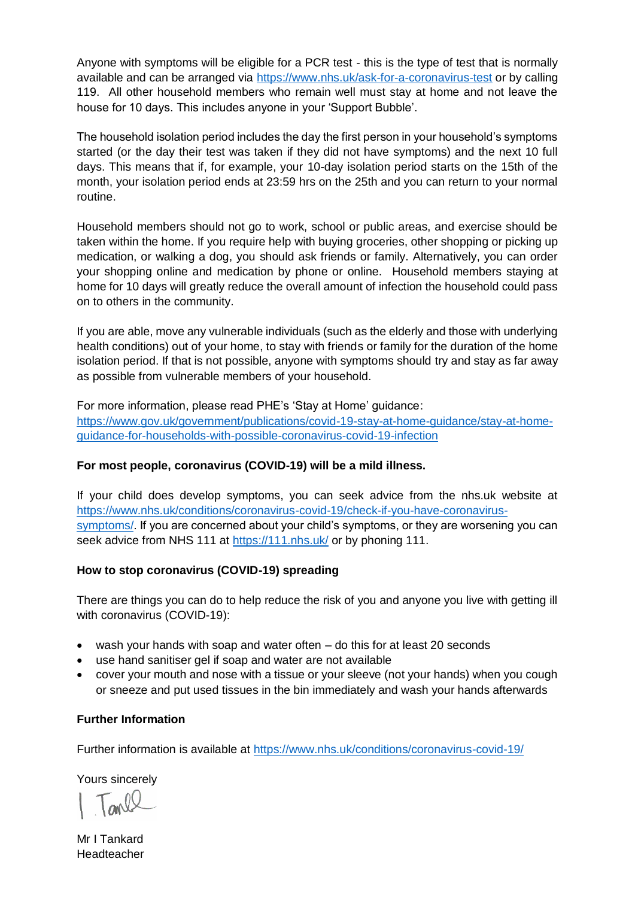Anyone with symptoms will be eligible for a PCR test - this is the type of test that is normally available and can be arranged via https://www.nhs.uk/ask-for-a-coronavirus-test or by calling 119. All other household members who remain well must stay at home and not leave the house for 10 days. This includes anyone in your 'Support Bubble'.

The household isolation period includes the day the first person in your household's symptoms started (or the day their test was taken if they did not have symptoms) and the next 10 full days. This means that if, for example, your 10-day isolation period starts on the 15th of the month, your isolation period ends at 23:59 hrs on the 25th and you can return to your normal routine.

Household members should not go to work, school or public areas, and exercise should be taken within the home. If you require help with buying groceries, other shopping or picking up medication, or walking a dog, you should ask friends or family. Alternatively, you can order your shopping online and medication by phone or online. Household members staying at home for 10 days will greatly reduce the overall amount of infection the household could pass on to others in the community.

If you are able, move any vulnerable individuals (such as the elderly and those with underlying health conditions) out of your home, to stay with friends or family for the duration of the home isolation period. If that is not possible, anyone with symptoms should try and stay as far away as possible from vulnerable members of your household.

For more information, please read PHE's 'Stay at Home' guidance:
https://www.gov.uk/government/publications/covid-19-stay-at-home-guidance/stay-at-home-guidance-for-households-with-possible-coronavirus-covid-19-infection

**For most people, coronavirus (COVID-19) will be a mild illness.**

If your child does develop symptoms, you can seek advice from the nhs.uk website at https://www.nhs.uk/conditions/coronavirus-covid-19/check-if-you-have-coronavirus-symptoms/. If you are concerned about your child's symptoms, or they are worsening you can seek advice from NHS 111 at https://111.nhs.uk/ or by phoning 111.

**How to stop coronavirus (COVID-19) spreading**

There are things you can do to help reduce the risk of you and anyone you live with getting ill with coronavirus (COVID-19):

- wash your hands with soap and water often – do this for at least 20 seconds
- use hand sanitiser gel if soap and water are not available
- cover your mouth and nose with a tissue or your sleeve (not your hands) when you cough or sneeze and put used tissues in the bin immediately and wash your hands afterwards

**Further Information**

Further information is available at https://www.nhs.uk/conditions/coronavirus-covid-19/

Yours sincerely

I Tankard

Mr I Tankard
Headteacher